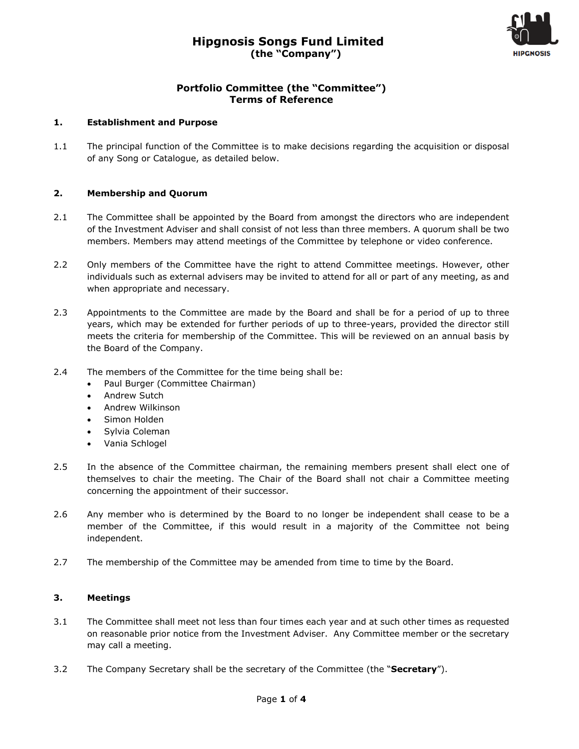# Hipgnosis Songs Fund Limited
**(the "Company")**

## Portfolio Committee (the "Committee")
## Terms of Reference

### 1. Establishment and Purpose

1.1 The principal function of the Committee is to make decisions regarding the acquisition or disposal of any Song or Catalogue, as detailed below.

### 2. Membership and Quorum

2.1 The Committee shall be appointed by the Board from amongst the directors who are independent of the Investment Adviser and shall consist of not less than three members. A quorum shall be two members. Members may attend meetings of the Committee by telephone or video conference.

2.2 Only members of the Committee have the right to attend Committee meetings. However, other individuals such as external advisers may be invited to attend for all or part of any meeting, as and when appropriate and necessary.

2.3 Appointments to the Committee are made by the Board and shall be for a period of up to three years, which may be extended for further periods of up to three-years, provided the director still meets the criteria for membership of the Committee. This will be reviewed on an annual basis by the Board of the Company.

2.4 The members of the Committee for the time being shall be:
- Paul Burger (Committee Chairman)
- Andrew Sutch
- Andrew Wilkinson
- Simon Holden
- Sylvia Coleman
- Vania Schlogel

2.5 In the absence of the Committee chairman, the remaining members present shall elect one of themselves to chair the meeting. The Chair of the Board shall not chair a Committee meeting concerning the appointment of their successor.

2.6 Any member who is determined by the Board to no longer be independent shall cease to be a member of the Committee, if this would result in a majority of the Committee not being independent.

2.7 The membership of the Committee may be amended from time to time by the Board.

### 3. Meetings

3.1 The Committee shall meet not less than four times each year and at such other times as requested on reasonable prior notice from the Investment Adviser. Any Committee member or the secretary may call a meeting.

3.2 The Company Secretary shall be the secretary of the Committee (the "**Secretary**").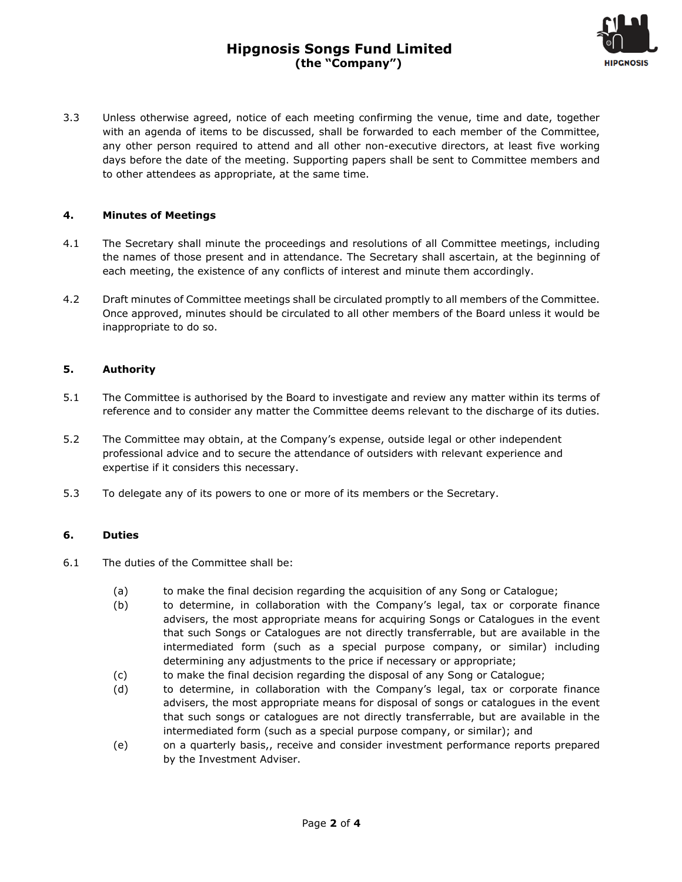3.3 Unless otherwise agreed, notice of each meeting confirming the venue, time and date, together with an agenda of items to be discussed, shall be forwarded to each member of the Committee, any other person required to attend and all other non-executive directors, at least five working days before the date of the meeting. Supporting papers shall be sent to Committee members and to other attendees as appropriate, at the same time.

## 4. Minutes of Meetings

4.1 The Secretary shall minute the proceedings and resolutions of all Committee meetings, including the names of those present and in attendance. The Secretary shall ascertain, at the beginning of each meeting, the existence of any conflicts of interest and minute them accordingly.

4.2 Draft minutes of Committee meetings shall be circulated promptly to all members of the Committee. Once approved, minutes should be circulated to all other members of the Board unless it would be inappropriate to do so.

## 5. Authority

5.1 The Committee is authorised by the Board to investigate and review any matter within its terms of reference and to consider any matter the Committee deems relevant to the discharge of its duties.

5.2 The Committee may obtain, at the Company's expense, outside legal or other independent professional advice and to secure the attendance of outsiders with relevant experience and expertise if it considers this necessary.

5.3 To delegate any of its powers to one or more of its members or the Secretary.

## 6. Duties

6.1 The duties of the Committee shall be:

(a) to make the final decision regarding the acquisition of any Song or Catalogue;

(b) to determine, in collaboration with the Company's legal, tax or corporate finance advisers, the most appropriate means for acquiring Songs or Catalogues in the event that such Songs or Catalogues are not directly transferrable, but are available in the intermediated form (such as a special purpose company, or similar) including determining any adjustments to the price if necessary or appropriate;

(c) to make the final decision regarding the disposal of any Song or Catalogue;

(d) to determine, in collaboration with the Company's legal, tax or corporate finance advisers, the most appropriate means for disposal of songs or catalogues in the event that such songs or catalogues are not directly transferrable, but are available in the intermediated form (such as a special purpose company, or similar); and

(e) on a quarterly basis,, receive and consider investment performance reports prepared by the Investment Adviser.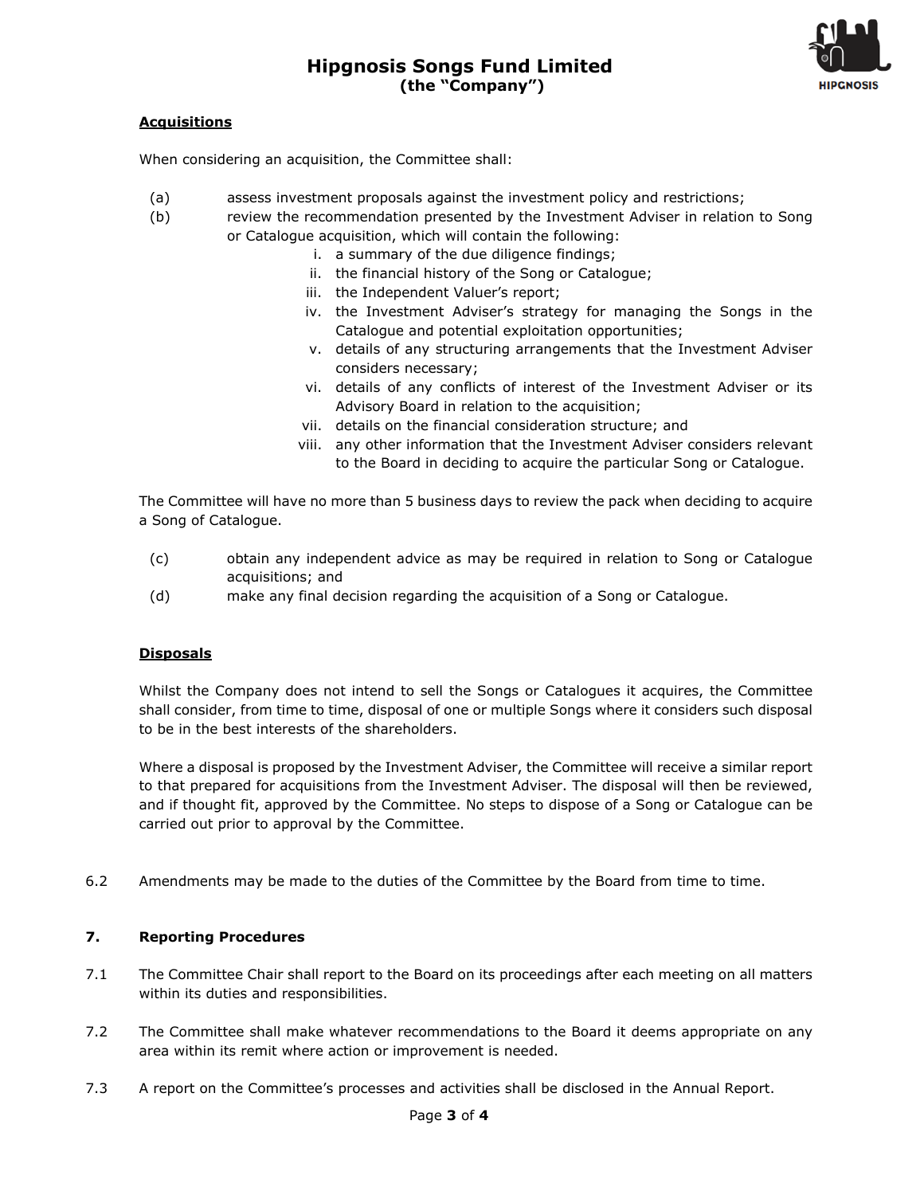**Acquisitions**

When considering an acquisition, the Committee shall:

(a) assess investment proposals against the investment policy and restrictions;

(b) review the recommendation presented by the Investment Adviser in relation to Song or Catalogue acquisition, which will contain the following:

   i. a summary of the due diligence findings;
   ii. the financial history of the Song or Catalogue;
   iii. the Independent Valuer's report;
   iv. the Investment Adviser's strategy for managing the Songs in the Catalogue and potential exploitation opportunities;
   v. details of any structuring arrangements that the Investment Adviser considers necessary;
   vi. details of any conflicts of interest of the Investment Adviser or its Advisory Board in relation to the acquisition;
   vii. details on the financial consideration structure; and
   viii. any other information that the Investment Adviser considers relevant to the Board in deciding to acquire the particular Song or Catalogue.

The Committee will have no more than 5 business days to review the pack when deciding to acquire a Song of Catalogue.

(c) obtain any independent advice as may be required in relation to Song or Catalogue acquisitions; and

(d) make any final decision regarding the acquisition of a Song or Catalogue.

**Disposals**

Whilst the Company does not intend to sell the Songs or Catalogues it acquires, the Committee shall consider, from time to time, disposal of one or multiple Songs where it considers such disposal to be in the best interests of the shareholders.

Where a disposal is proposed by the Investment Adviser, the Committee will receive a similar report to that prepared for acquisitions from the Investment Adviser. The disposal will then be reviewed, and if thought fit, approved by the Committee. No steps to dispose of a Song or Catalogue can be carried out prior to approval by the Committee.

6.2 Amendments may be made to the duties of the Committee by the Board from time to time.

## 7. Reporting Procedures

7.1 The Committee Chair shall report to the Board on its proceedings after each meeting on all matters within its duties and responsibilities.

7.2 The Committee shall make whatever recommendations to the Board it deems appropriate on any area within its remit where action or improvement is needed.

7.3 A report on the Committee's processes and activities shall be disclosed in the Annual Report.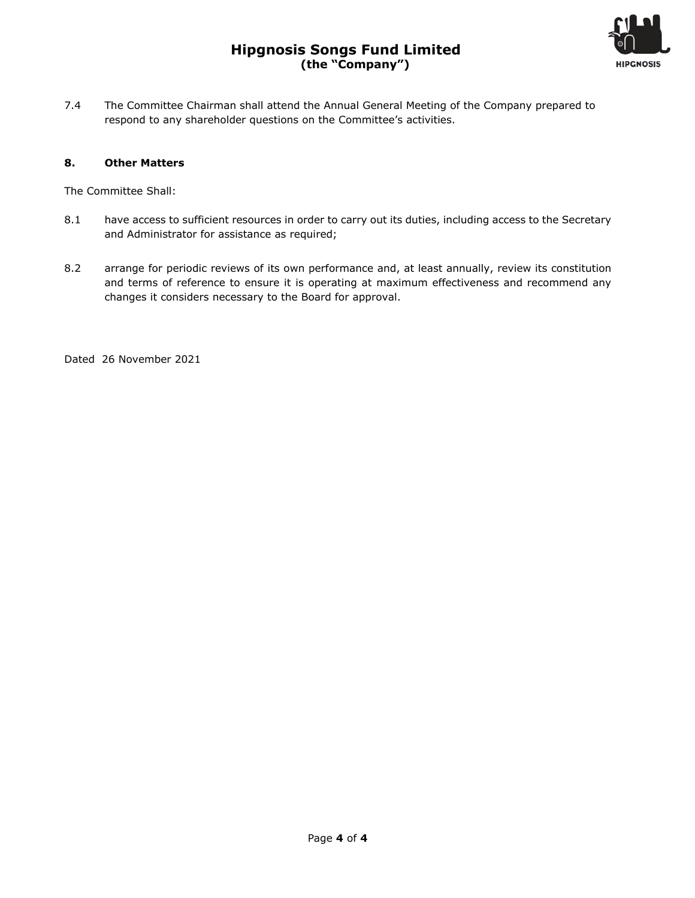7.4 The Committee Chairman shall attend the Annual General Meeting of the Company prepared to respond to any shareholder questions on the Committee's activities.

**8. Other Matters**

The Committee Shall:

8.1 have access to sufficient resources in order to carry out its duties, including access to the Secretary and Administrator for assistance as required;

8.2 arrange for periodic reviews of its own performance and, at least annually, review its constitution and terms of reference to ensure it is operating at maximum effectiveness and recommend any changes it considers necessary to the Board for approval.

Dated 26 November 2021